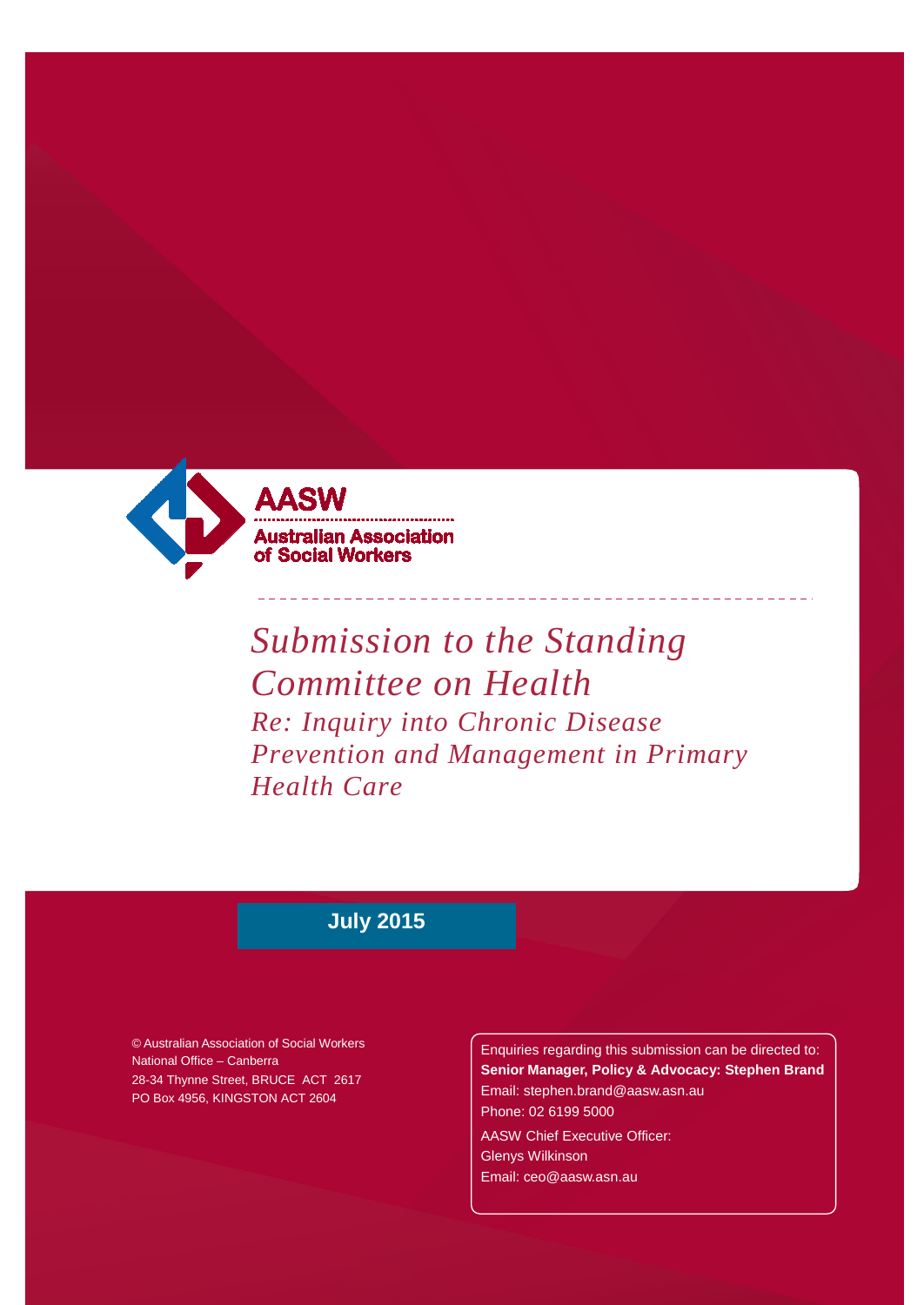**AASW**

**Australian Association of Social Workers**

# *Submission to the Standing Committee on Health*

## *Re: Inquiry into Chronic Disease Prevention and Management in Primary Health Care*

**July 2015**

© Australian Association of Social Workers
National Office – Canberra
28-34 Thynne Street, BRUCE ACT 2617
PO Box 4956, KINGSTON ACT 2604

Enquiries regarding this submission can be directed to:
**Senior Manager, Policy & Advocacy: Stephen Brand**
Email: stephen.brand@aasw.asn.au
Phone: 02 6199 5000

AASW Chief Executive Officer:
Glenys Wilkinson
Email: ceo@aasw.asn.au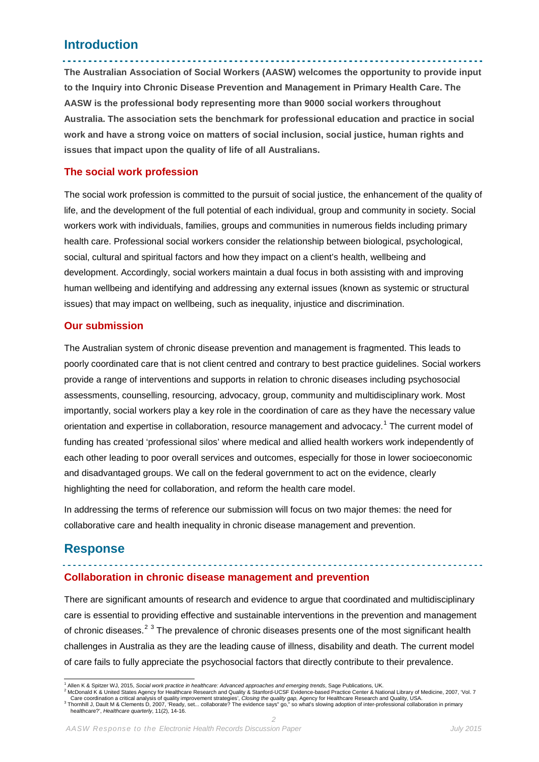## Introduction

**The Australian Association of Social Workers (AASW) welcomes the opportunity to provide input to the Inquiry into Chronic Disease Prevention and Management in Primary Health Care. The AASW is the professional body representing more than 9000 social workers throughout Australia. The association sets the benchmark for professional education and practice in social work and have a strong voice on matters of social inclusion, social justice, human rights and issues that impact upon the quality of life of all Australians.**

### The social work profession

The social work profession is committed to the pursuit of social justice, the enhancement of the quality of life, and the development of the full potential of each individual, group and community in society. Social workers work with individuals, families, groups and communities in numerous fields including primary health care. Professional social workers consider the relationship between biological, psychological, social, cultural and spiritual factors and how they impact on a client's health, wellbeing and development. Accordingly, social workers maintain a dual focus in both assisting with and improving human wellbeing and identifying and addressing any external issues (known as systemic or structural issues) that may impact on wellbeing, such as inequality, injustice and discrimination.

### Our submission

The Australian system of chronic disease prevention and management is fragmented. This leads to poorly coordinated care that is not client centred and contrary to best practice guidelines. Social workers provide a range of interventions and supports in relation to chronic diseases including psychosocial assessments, counselling, resourcing, advocacy, group, community and multidisciplinary work. Most importantly, social workers play a key role in the coordination of care as they have the necessary value orientation and expertise in collaboration, resource management and advocacy.[1] The current model of funding has created 'professional silos' where medical and allied health workers work independently of each other leading to poor overall services and outcomes, especially for those in lower socioeconomic and disadvantaged groups. We call on the federal government to act on the evidence, clearly highlighting the need for collaboration, and reform the health care model.

In addressing the terms of reference our submission will focus on two major themes: the need for collaborative care and health inequality in chronic disease management and prevention.

## Response

### Collaboration in chronic disease management and prevention

There are significant amounts of research and evidence to argue that coordinated and multidisciplinary care is essential to providing effective and sustainable interventions in the prevention and management of chronic diseases.[2] [3] The prevalence of chronic diseases presents one of the most significant health challenges in Australia as they are the leading cause of illness, disability and death. The current model of care fails to fully appreciate the psychosocial factors that directly contribute to their prevalence.

---

[1] Allen K & Spitzer WJ, 2015, *Social work practice in healthcare: Advanced approaches and emerging trends*, Sage Publications, UK.

[2] McDonald K & United States Agency for Healthcare Research and Quality & Stanford-UCSF Evidence-based Practice Center & National Library of Medicine, 2007, 'Vol. 7 Care coordination a critical analysis of quality improvement strategies', *Closing the quality gap*, Agency for Healthcare Research and Quality, USA.

[3] Thornhill J, Dault M & Clements D, 2007, 'Ready, set... collaborate? The evidence says" go," so what's slowing adoption of inter-professional collaboration in primary healthcare?', *Healthcare quarterly*, 11(2), 14-16.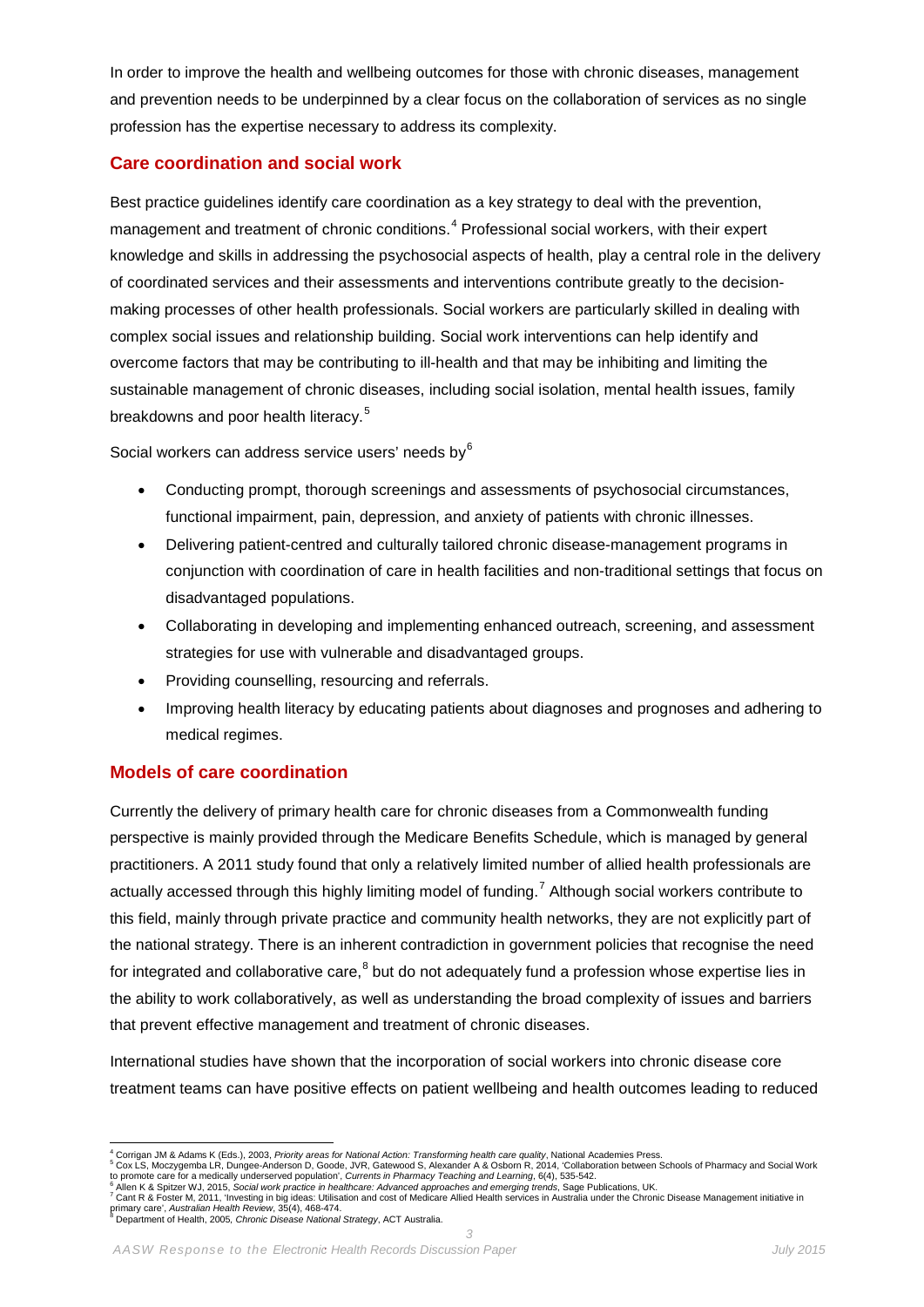In order to improve the health and wellbeing outcomes for those with chronic diseases, management and prevention needs to be underpinned by a clear focus on the collaboration of services as no single profession has the expertise necessary to address its complexity.

## Care coordination and social work

Best practice guidelines identify care coordination as a key strategy to deal with the prevention, management and treatment of chronic conditions.[4] Professional social workers, with their expert knowledge and skills in addressing the psychosocial aspects of health, play a central role in the delivery of coordinated services and their assessments and interventions contribute greatly to the decision-making processes of other health professionals. Social workers are particularly skilled in dealing with complex social issues and relationship building. Social work interventions can help identify and overcome factors that may be contributing to ill-health and that may be inhibiting and limiting the sustainable management of chronic diseases, including social isolation, mental health issues, family breakdowns and poor health literacy.[5]

Social workers can address service users' needs by[6]

- Conducting prompt, thorough screenings and assessments of psychosocial circumstances, functional impairment, pain, depression, and anxiety of patients with chronic illnesses.
- Delivering patient-centred and culturally tailored chronic disease-management programs in conjunction with coordination of care in health facilities and non-traditional settings that focus on disadvantaged populations.
- Collaborating in developing and implementing enhanced outreach, screening, and assessment strategies for use with vulnerable and disadvantaged groups.
- Providing counselling, resourcing and referrals.
- Improving health literacy by educating patients about diagnoses and prognoses and adhering to medical regimes.

## Models of care coordination

Currently the delivery of primary health care for chronic diseases from a Commonwealth funding perspective is mainly provided through the Medicare Benefits Schedule, which is managed by general practitioners. A 2011 study found that only a relatively limited number of allied health professionals are actually accessed through this highly limiting model of funding.[7] Although social workers contribute to this field, mainly through private practice and community health networks, they are not explicitly part of the national strategy. There is an inherent contradiction in government policies that recognise the need for integrated and collaborative care,[8] but do not adequately fund a profession whose expertise lies in the ability to work collaboratively, as well as understanding the broad complexity of issues and barriers that prevent effective management and treatment of chronic diseases.

International studies have shown that the incorporation of social workers into chronic disease core treatment teams can have positive effects on patient wellbeing and health outcomes leading to reduced

---

[4] Corrigan JM & Adams K (Eds.), 2003, *Priority areas for National Action: Transforming health care quality*, National Academies Press.
[5] Cox LS, Moczygemba LR, Dungee-Anderson D, Goode, JVR, Gatewood S, Alexander A & Osborn R, 2014, 'Collaboration between Schools of Pharmacy and Social Work to promote care for a medically underserved population', *Currents in Pharmacy Teaching and Learning*, 6(4), 535-542.
[6] Allen K & Spitzer WJ, 2015, *Social work practice in healthcare: Advanced approaches and emerging trends*, Sage Publications, UK.
[7] Cant R & Foster M, 2011, 'Investing in big ideas: Utilisation and cost of Medicare Allied Health services in Australia under the Chronic Disease Management initiative in primary care', *Australian Health Review*, 35(4), 468-474.
[8] Department of Health, 2005, *Chronic Disease National Strategy*, ACT Australia.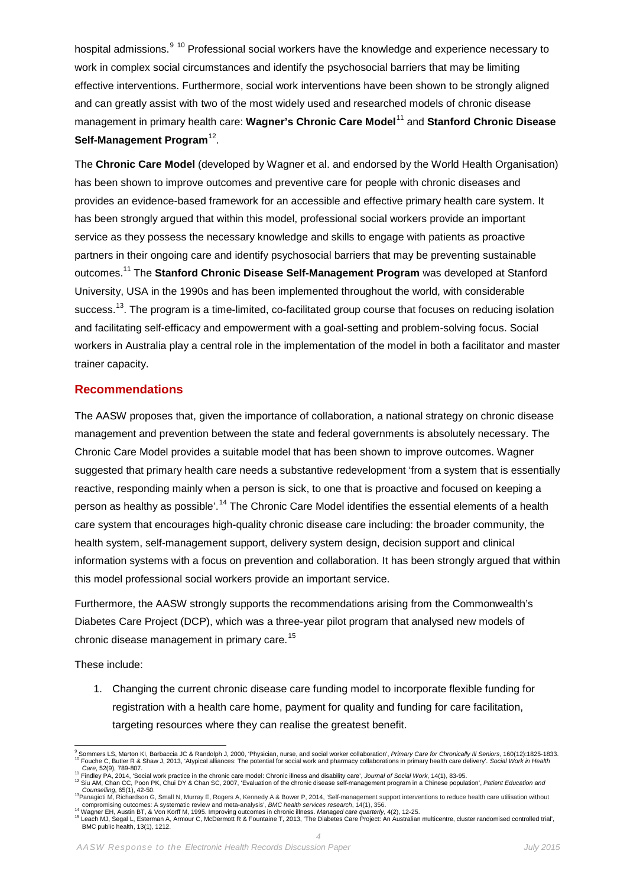hospital admissions.[9] [10] Professional social workers have the knowledge and experience necessary to work in complex social circumstances and identify the psychosocial barriers that may be limiting effective interventions. Furthermore, social work interventions have been shown to be strongly aligned and can greatly assist with two of the most widely used and researched models of chronic disease management in primary health care: **Wagner's Chronic Care Model**[11] and **Stanford Chronic Disease Self-Management Program**[12].

The **Chronic Care Model** (developed by Wagner et al. and endorsed by the World Health Organisation) has been shown to improve outcomes and preventive care for people with chronic diseases and provides an evidence-based framework for an accessible and effective primary health care system. It has been strongly argued that within this model, professional social workers provide an important service as they possess the necessary knowledge and skills to engage with patients as proactive partners in their ongoing care and identify psychosocial barriers that may be preventing sustainable outcomes.[11] The **Stanford Chronic Disease Self-Management Program** was developed at Stanford University, USA in the 1990s and has been implemented throughout the world, with considerable success.[13]. The program is a time-limited, co-facilitated group course that focuses on reducing isolation and facilitating self-efficacy and empowerment with a goal-setting and problem-solving focus. Social workers in Australia play a central role in the implementation of the model in both a facilitator and master trainer capacity.

## Recommendations

The AASW proposes that, given the importance of collaboration, a national strategy on chronic disease management and prevention between the state and federal governments is absolutely necessary. The Chronic Care Model provides a suitable model that has been shown to improve outcomes. Wagner suggested that primary health care needs a substantive redevelopment 'from a system that is essentially reactive, responding mainly when a person is sick, to one that is proactive and focused on keeping a person as healthy as possible'.[14] The Chronic Care Model identifies the essential elements of a health care system that encourages high-quality chronic disease care including: the broader community, the health system, self-management support, delivery system design, decision support and clinical information systems with a focus on prevention and collaboration. It has been strongly argued that within this model professional social workers provide an important service.

Furthermore, the AASW strongly supports the recommendations arising from the Commonwealth's Diabetes Care Project (DCP), which was a three-year pilot program that analysed new models of chronic disease management in primary care.[15]

These include:

1. Changing the current chronic disease care funding model to incorporate flexible funding for registration with a health care home, payment for quality and funding for care facilitation, targeting resources where they can realise the greatest benefit.

---

[9] Sommers LS, Marton KI, Barbaccia JC & Randolph J, 2000, 'Physician, nurse, and social worker collaboration', *Primary Care for Chronically Ill Seniors*, 160(12):1825-1833.

[10] Fouche C, Butler R & Shaw J, 2013, 'Atypical alliances: The potential for social work and pharmacy collaborations in primary health care delivery'. *Social Work in Health Care*, 52(9), 789-807.

[11] Findley PA, 2014, 'Social work practice in the chronic care model: Chronic illness and disability care', *Journal of Social Work*, 14(1), 83-95.

[12] Siu AM, Chan CC, Poon PK, Chui DY & Chan SC, 2007, 'Evaluation of the chronic disease self-management program in a Chinese population', *Patient Education and Counselling*, 65(1), 42-50.

[13] Panagioti M, Richardson G, Small N, Murray E, Rogers A, Kennedy A & Bower P, 2014, 'Self-management support interventions to reduce health care utilisation without compromising outcomes: A systematic review and meta-analysis', *BMC health services research*, 14(1), 356.

[14] Wagner EH, Austin BT, & Von Korff M, 1995. Improving outcomes in chronic illness. *Managed care quarterly*, 4(2), 12-25.

[15] Leach MJ, Segal L, Esterman A, Armour C, McDermott R & Fountaine T, 2013, 'The Diabetes Care Project: An Australian multicentre, cluster randomised controlled trial', BMC public health, 13(1), 1212.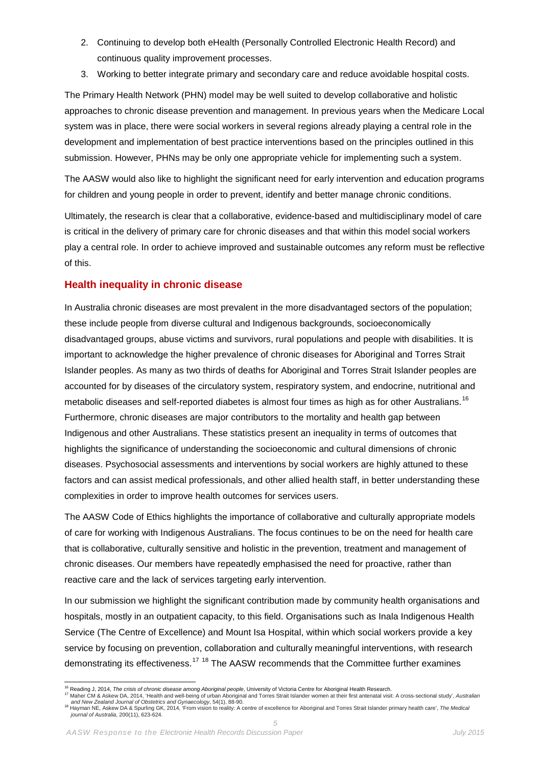2. Continuing to develop both eHealth (Personally Controlled Electronic Health Record) and continuous quality improvement processes.
3. Working to better integrate primary and secondary care and reduce avoidable hospital costs.

The Primary Health Network (PHN) model may be well suited to develop collaborative and holistic approaches to chronic disease prevention and management. In previous years when the Medicare Local system was in place, there were social workers in several regions already playing a central role in the development and implementation of best practice interventions based on the principles outlined in this submission. However, PHNs may be only one appropriate vehicle for implementing such a system.

The AASW would also like to highlight the significant need for early intervention and education programs for children and young people in order to prevent, identify and better manage chronic conditions.

Ultimately, the research is clear that a collaborative, evidence-based and multidisciplinary model of care is critical in the delivery of primary care for chronic diseases and that within this model social workers play a central role. In order to achieve improved and sustainable outcomes any reform must be reflective of this.

## Health inequality in chronic disease

In Australia chronic diseases are most prevalent in the more disadvantaged sectors of the population; these include people from diverse cultural and Indigenous backgrounds, socioeconomically disadvantaged groups, abuse victims and survivors, rural populations and people with disabilities. It is important to acknowledge the higher prevalence of chronic diseases for Aboriginal and Torres Strait Islander peoples. As many as two thirds of deaths for Aboriginal and Torres Strait Islander peoples are accounted for by diseases of the circulatory system, respiratory system, and endocrine, nutritional and metabolic diseases and self-reported diabetes is almost four times as high as for other Australians.[16] Furthermore, chronic diseases are major contributors to the mortality and health gap between Indigenous and other Australians. These statistics present an inequality in terms of outcomes that highlights the significance of understanding the socioeconomic and cultural dimensions of chronic diseases. Psychosocial assessments and interventions by social workers are highly attuned to these factors and can assist medical professionals, and other allied health staff, in better understanding these complexities in order to improve health outcomes for services users.

The AASW Code of Ethics highlights the importance of collaborative and culturally appropriate models of care for working with Indigenous Australians. The focus continues to be on the need for health care that is collaborative, culturally sensitive and holistic in the prevention, treatment and management of chronic diseases. Our members have repeatedly emphasised the need for proactive, rather than reactive care and the lack of services targeting early intervention.

In our submission we highlight the significant contribution made by community health organisations and hospitals, mostly in an outpatient capacity, to this field. Organisations such as Inala Indigenous Health Service (The Centre of Excellence) and Mount Isa Hospital, within which social workers provide a key service by focusing on prevention, collaboration and culturally meaningful interventions, with research demonstrating its effectiveness.[17] [18] The AASW recommends that the Committee further examines

---

[16] Reading J, 2014, *The crisis of chronic disease among Aboriginal people*, University of Victoria Centre for Aboriginal Health Research.

[17] Maher CM & Askew DA, 2014, 'Health and well-being of urban Aboriginal and Torres Strait Islander women at their first antenatal visit: A cross-sectional study', *Australian and New Zealand Journal of Obstetrics and Gynaecology*, 54(1), 88-90.

[18] Hayman NE, Askew DA & Spurling GK, 2014, 'From vision to reality: A centre of excellence for Aboriginal and Torres Strait Islander primary health care', *The Medical journal of Australia*, 200(11), 623-624.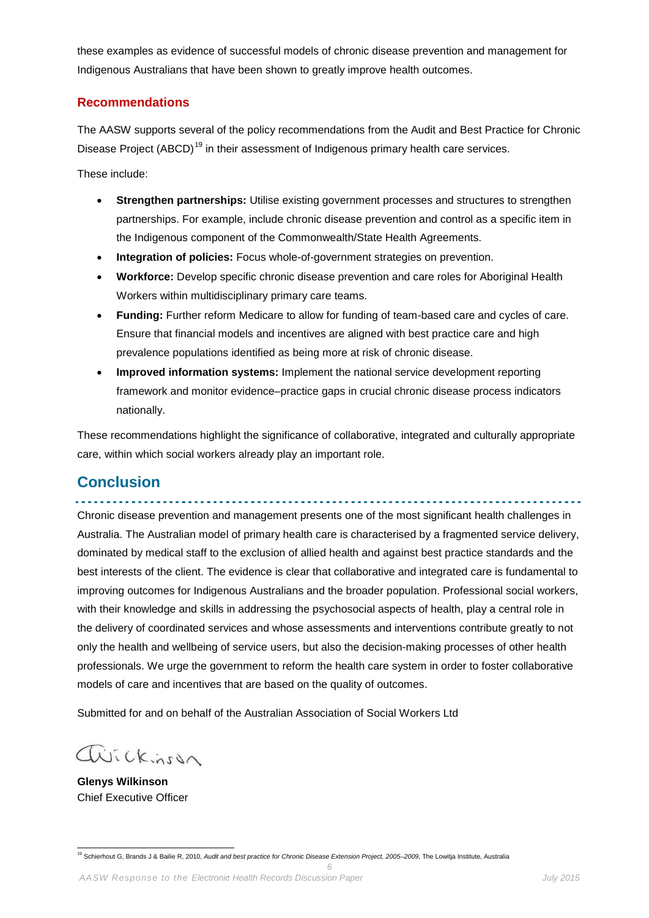these examples as evidence of successful models of chronic disease prevention and management for Indigenous Australians that have been shown to greatly improve health outcomes.

### Recommendations

The AASW supports several of the policy recommendations from the Audit and Best Practice for Chronic Disease Project (ABCD)[19] in their assessment of Indigenous primary health care services.

These include:

- **Strengthen partnerships:** Utilise existing government processes and structures to strengthen partnerships. For example, include chronic disease prevention and control as a specific item in the Indigenous component of the Commonwealth/State Health Agreements.
- **Integration of policies:** Focus whole-of-government strategies on prevention.
- **Workforce:** Develop specific chronic disease prevention and care roles for Aboriginal Health Workers within multidisciplinary primary care teams.
- **Funding:** Further reform Medicare to allow for funding of team-based care and cycles of care. Ensure that financial models and incentives are aligned with best practice care and high prevalence populations identified as being more at risk of chronic disease.
- **Improved information systems:** Implement the national service development reporting framework and monitor evidence–practice gaps in crucial chronic disease process indicators nationally.

These recommendations highlight the significance of collaborative, integrated and culturally appropriate care, within which social workers already play an important role.

## Conclusion

Chronic disease prevention and management presents one of the most significant health challenges in Australia. The Australian model of primary health care is characterised by a fragmented service delivery, dominated by medical staff to the exclusion of allied health and against best practice standards and the best interests of the client. The evidence is clear that collaborative and integrated care is fundamental to improving outcomes for Indigenous Australians and the broader population. Professional social workers, with their knowledge and skills in addressing the psychosocial aspects of health, play a central role in the delivery of coordinated services and whose assessments and interventions contribute greatly to not only the health and wellbeing of service users, but also the decision-making processes of other health professionals. We urge the government to reform the health care system in order to foster collaborative models of care and incentives that are based on the quality of outcomes.

Submitted for and on behalf of the Australian Association of Social Workers Ltd

**Glenys Wilkinson**
Chief Executive Officer

[19] Schierhout G, Brands J & Bailie R, 2010, *Audit and best practice for Chronic Disease Extension Project, 2005–2009*, The Lowitja Institute, Australia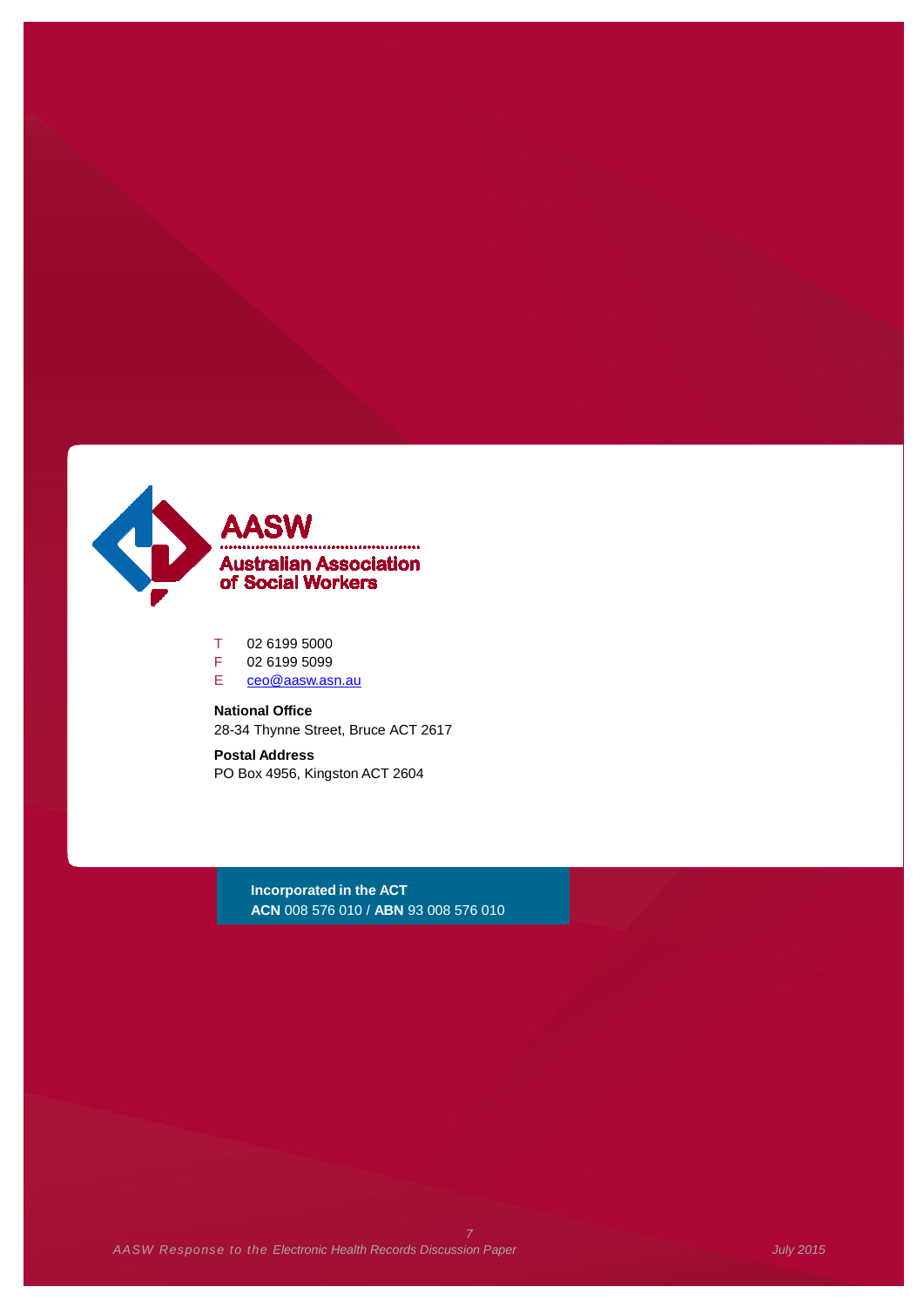AASW

Australian Association of Social Workers

T 02 6199 5000
F 02 6199 5099
E ceo@aasw.asn.au

**National Office**
28-34 Thynne Street, Bruce ACT 2617

**Postal Address**
PO Box 4956, Kingston ACT 2604

**Incorporated in the ACT**
**ACN** 008 576 010 / **ABN** 93 008 576 010